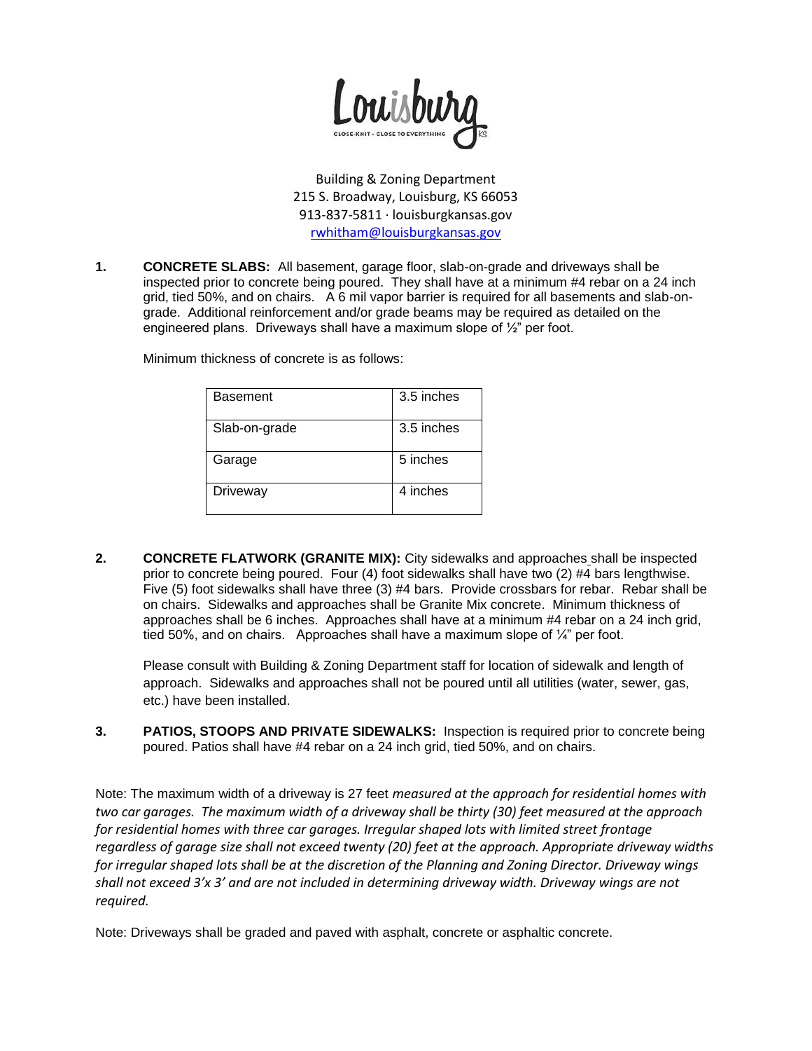Louisburg

CLOSE-KNIT · CLOSE TO EVERYTHING KS

Building & Zoning Department
215 S. Broadway, Louisburg, KS 66053
913-837-5811 · louisburgkansas.gov
rwhitham@louisburgkansas.gov

1. **CONCRETE SLABS:** All basement, garage floor, slab-on-grade and driveways shall be inspected prior to concrete being poured. They shall have at a minimum #4 rebar on a 24 inch grid, tied 50%, and on chairs. A 6 mil vapor barrier is required for all basements and slab-on-grade. Additional reinforcement and/or grade beams may be required as detailed on the engineered plans. Driveways shall have a maximum slope of ½" per foot.

   Minimum thickness of concrete is as follows:

   | | |
   |---|---|
   | Basement | 3.5 inches |
   | Slab-on-grade | 3.5 inches |
   | Garage | 5 inches |
   | Driveway | 4 inches |

2. **CONCRETE FLATWORK (GRANITE MIX):** City sidewalks and approaches shall be inspected prior to concrete being poured. Four (4) foot sidewalks shall have two (2) #4 bars lengthwise. Five (5) foot sidewalks shall have three (3) #4 bars. Provide crossbars for rebar. Rebar shall be on chairs. Sidewalks and approaches shall be Granite Mix concrete. Minimum thickness of approaches shall be 6 inches. Approaches shall have at a minimum #4 rebar on a 24 inch grid, tied 50%, and on chairs. Approaches shall have a maximum slope of ¼" per foot.

   Please consult with Building & Zoning Department staff for location of sidewalk and length of approach. Sidewalks and approaches shall not be poured until all utilities (water, sewer, gas, etc.) have been installed.

3. **PATIOS, STOOPS AND PRIVATE SIDEWALKS:** Inspection is required prior to concrete being poured. Patios shall have #4 rebar on a 24 inch grid, tied 50%, and on chairs.

Note: The maximum width of a driveway is 27 feet *measured at the approach for residential homes with two car garages. The maximum width of a driveway shall be thirty (30) feet measured at the approach for residential homes with three car garages. Irregular shaped lots with limited street frontage regardless of garage size shall not exceed twenty (20) feet at the approach. Appropriate driveway widths for irregular shaped lots shall be at the discretion of the Planning and Zoning Director. Driveway wings shall not exceed 3'x 3' and are not included in determining driveway width. Driveway wings are not required.*

Note: Driveways shall be graded and paved with asphalt, concrete or asphaltic concrete.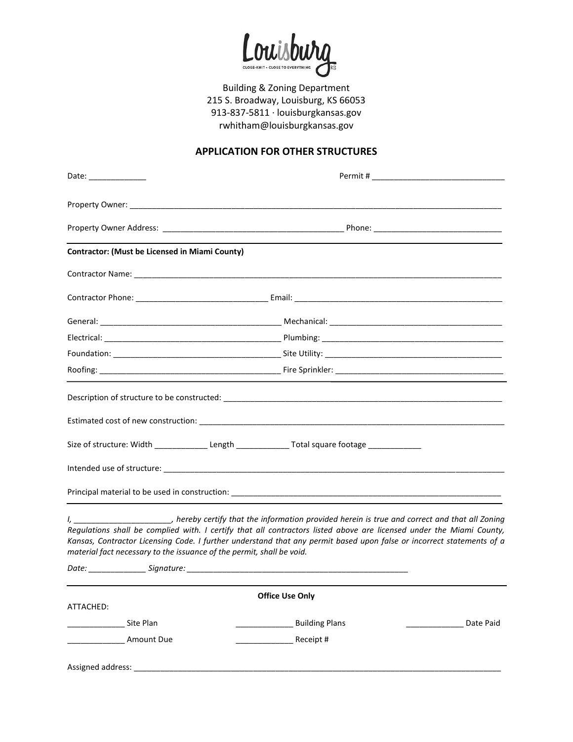Building & Zoning Department
215 S. Broadway, Louisburg, KS 66053
913-837-5811 · louisburgkansas.gov
rwhitham@louisburgkansas.gov

## APPLICATION FOR OTHER STRUCTURES

Date: _____________ Permit # ______________________________

Property Owner: ______________________________________________________________________________________

Property Owner Address: __________________________________________ Phone: _____________________________

**Contractor: (Must be Licensed in Miami County)**

Contractor Name: _____________________________________________________________________________________

Contractor Phone: ______________________________ Email: _________________________________________________

General: _________________________________________ Mechanical: _______________________________________

Electrical: ________________________________________ Plumbing: __________________________________________

Foundation: ______________________________________ Site Utility: ________________________________________

Roofing: _________________________________________ Fire Sprinkler: ______________________________________

Description of structure to be constructed: _______________________________________________________________

Estimated cost of new construction: _____________________________________________________________________

Size of structure: Width ____________ Length ____________ Total square footage ____________

Intended use of structure: _____________________________________________________________________________

Principal material to be used in construction: ______________________________________________________________

*I, ______________________, hereby certify that the information provided herein is true and correct and that all Zoning Regulations shall be complied with. I certify that all contractors listed above are licensed under the Miami County, Kansas, Contractor Licensing Code. I further understand that any permit based upon false or incorrect statements of a material fact necessary to the issuance of the permit, shall be void.*

*Date: _____________ Signature: ____________________________________________________*

**Office Use Only**

ATTACHED:

_____________ Site Plan _____________ Building Plans _____________ Date Paid

_____________ Amount Due _____________ Receipt #

Assigned address: _____________________________________________________________________________________